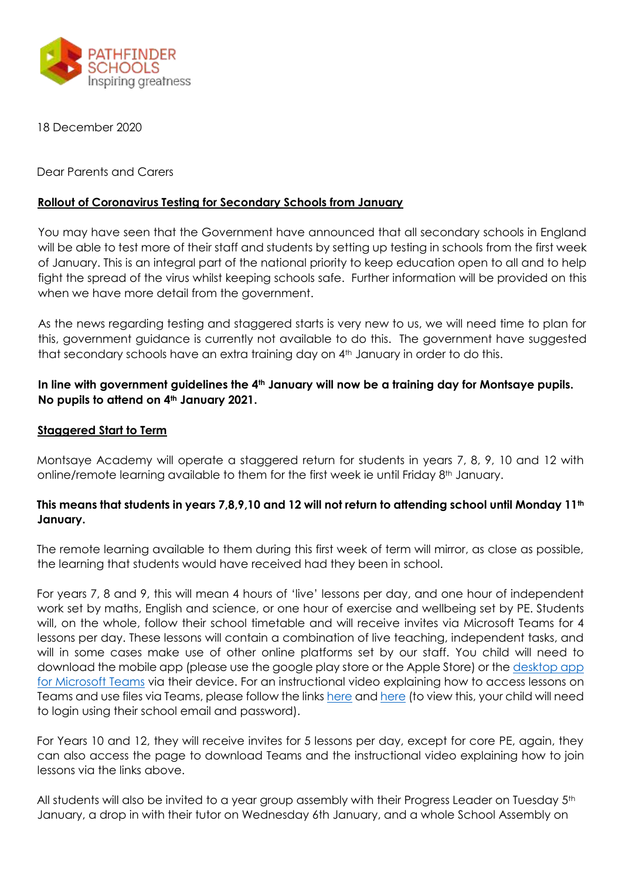PATHFINDER SCHOOLS
Inspiring greatness

18 December 2020

Dear Parents and Carers

**Rollout of Coronavirus Testing for Secondary Schools from January**

You may have seen that the Government have announced that all secondary schools in England will be able to test more of their staff and students by setting up testing in schools from the first week of January. This is an integral part of the national priority to keep education open to all and to help fight the spread of the virus whilst keeping schools safe. Further information will be provided on this when we have more detail from the government.

As the news regarding testing and staggered starts is very new to us, we will need time to plan for this, government guidance is currently not available to do this. The government have suggested that secondary schools have an extra training day on 4th January in order to do this.

**In line with government guidelines the 4th January will now be a training day for Montsaye pupils. No pupils to attend on 4th January 2021.**

**Staggered Start to Term**

Montsaye Academy will operate a staggered return for students in years 7, 8, 9, 10 and 12 with online/remote learning available to them for the first week ie until Friday 8th January.

**This means that students in years 7,8,9,10 and 12 will not return to attending school until Monday 11th January.**

The remote learning available to them during this first week of term will mirror, as close as possible, the learning that students would have received had they been in school.

For years 7, 8 and 9, this will mean 4 hours of 'live' lessons per day, and one hour of independent work set by maths, English and science, or one hour of exercise and wellbeing set by PE. Students will, on the whole, follow their school timetable and will receive invites via Microsoft Teams for 4 lessons per day. These lessons will contain a combination of live teaching, independent tasks, and will in some cases make use of other online platforms set by our staff. You child will need to download the mobile app (please use the google play store or the Apple Store) or the desktop app for Microsoft Teams via their device. For an instructional video explaining how to access lessons on Teams and use files via Teams, please follow the links here and here (to view this, your child will need to login using their school email and password).

For Years 10 and 12, they will receive invites for 5 lessons per day, except for core PE, again, they can also access the page to download Teams and the instructional video explaining how to join lessons via the links above.

All students will also be invited to a year group assembly with their Progress Leader on Tuesday 5th January, a drop in with their tutor on Wednesday 6th January, and a whole School Assembly on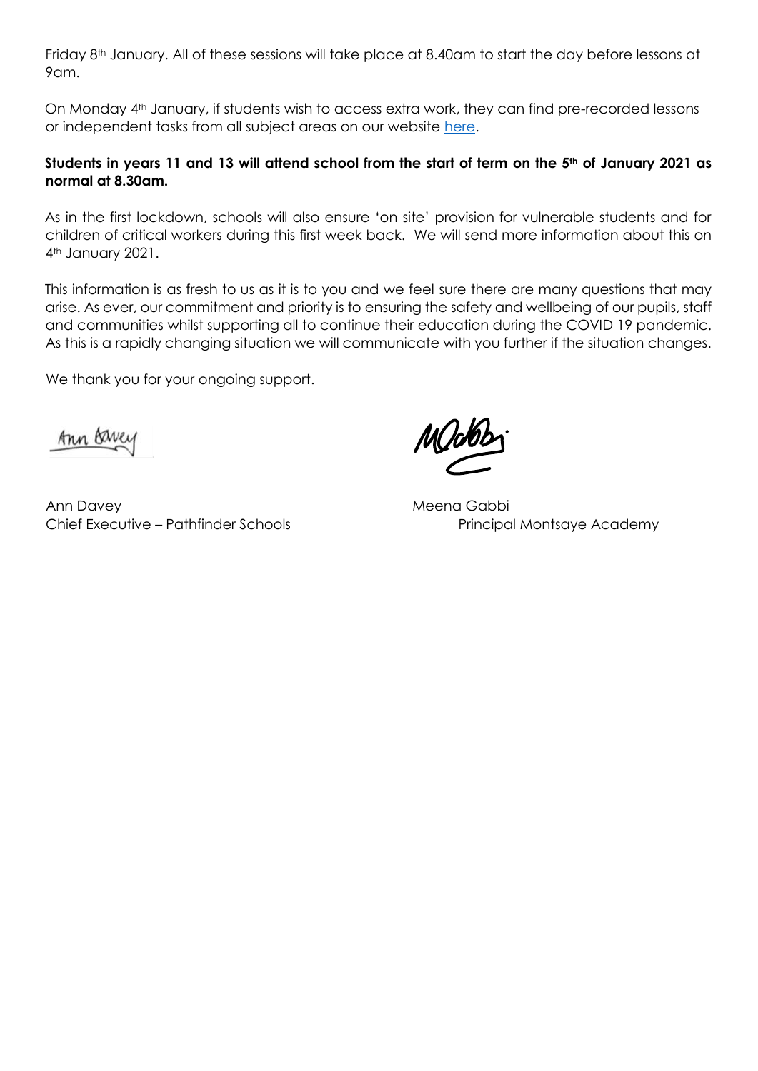Friday 8th January. All of these sessions will take place at 8.40am to start the day before lessons at 9am.

On Monday 4th January, if students wish to access extra work, they can find pre-recorded lessons or independent tasks from all subject areas on our website [here](here).

**Students in years 11 and 13 will attend school from the start of term on the 5th of January 2021 as normal at 8.30am.**

As in the first lockdown, schools will also ensure 'on site' provision for vulnerable students and for children of critical workers during this first week back. We will send more information about this on 4th January 2021.

This information is as fresh to us as it is to you and we feel sure there are many questions that may arise. As ever, our commitment and priority is to ensuring the safety and wellbeing of our pupils, staff and communities whilst supporting all to continue their education during the COVID 19 pandemic. As this is a rapidly changing situation we will communicate with you further if the situation changes.

We thank you for your ongoing support.

Ann Davey
Chief Executive – Pathfinder Schools

Meena Gabbi
Principal Montsaye Academy